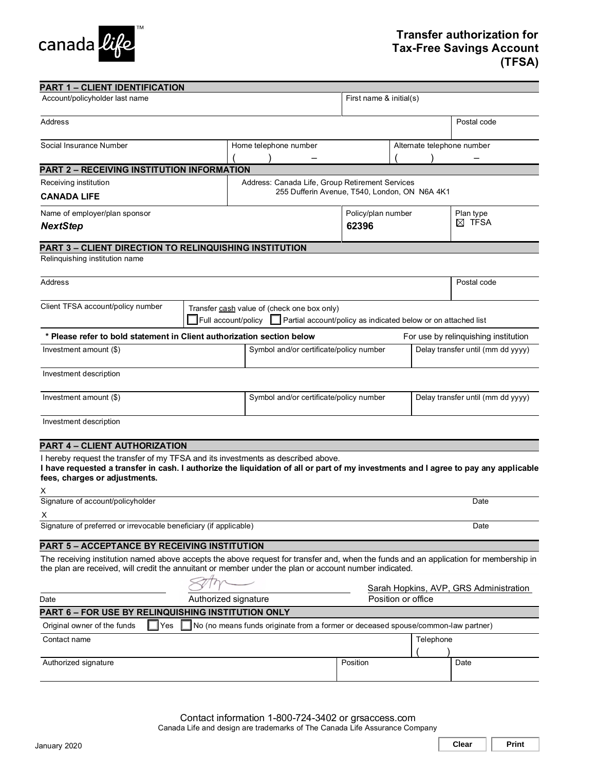# Transfer authorization for Tax-Free Savings Account (TFSA)

## PART 1 – CLIENT IDENTIFICATION

| Account/policyholder last name | | First name & initial(s) |
|---|---|---|
| Address | | Postal code |
| Social Insurance Number | Home telephone number ( ) – | Alternate telephone number ( ) – |

## PART 2 – RECEIVING INSTITUTION INFORMATION

| Receiving institution | Address | | |
|---|---|---|---|
| **CANADA LIFE** | Address: Canada Life, Group Retirement Services 255 Dufferin Avenue, T540, London, ON N6A 4K1 | | |
| **Name of employer/plan sponsor** | | **Policy/plan number** | **Plan type** |
| ***NextStep*** | | **62396** | ☒ TFSA |

## PART 3 – CLIENT DIRECTION TO RELINQUISHING INSTITUTION

| Relinquishing institution name | |
|---|---|
| Address | Postal code |
| Client TFSA account/policy number | Transfer cash value of (check one box only) ☐ Full account/policy ☐ Partial account/policy as indicated below or on attached list |

**\* Please refer to bold statement in Client authorization section below** — For use by relinquishing institution

| Investment amount ($) | Symbol and/or certificate/policy number | Delay transfer until (mm dd yyyy) |
|---|---|---|
| Investment description | | |
| Investment amount ($) | Symbol and/or certificate/policy number | Delay transfer until (mm dd yyyy) |
| Investment description | | |

## PART 4 – CLIENT AUTHORIZATION

I hereby request the transfer of my TFSA and its investments as described above.
**I have requested a transfer in cash. I authorize the liquidation of all or part of my investments and I agree to pay any applicable fees, charges or adjustments.**

X
Signature of account/policyholder — Date

X
Signature of preferred or irrevocable beneficiary (if applicable) — Date

## PART 5 – ACCEPTANCE BY RECEIVING INSTITUTION

The receiving institution named above accepts the above request for transfer and, when the funds and an application for membership in the plan are received, will credit the annuitant or member under the plan or account number indicated.

| Date | Authorized signature | Position or office |
|---|---|---|
| | [signature] | Sarah Hopkins, AVP, GRS Administration |

## PART 6 – FOR USE BY RELINQUISHING INSTITUTION ONLY

Original owner of the funds ☐ Yes ☐ No (no means funds originate from a former or deceased spouse/common-law partner)

| Contact name | | Telephone ( ) |
|---|---|---|
| Authorized signature | Position | Date |

Contact information 1-800-724-3402 or grsaccess.com
Canada Life and design are trademarks of The Canada Life Assurance Company

January 2020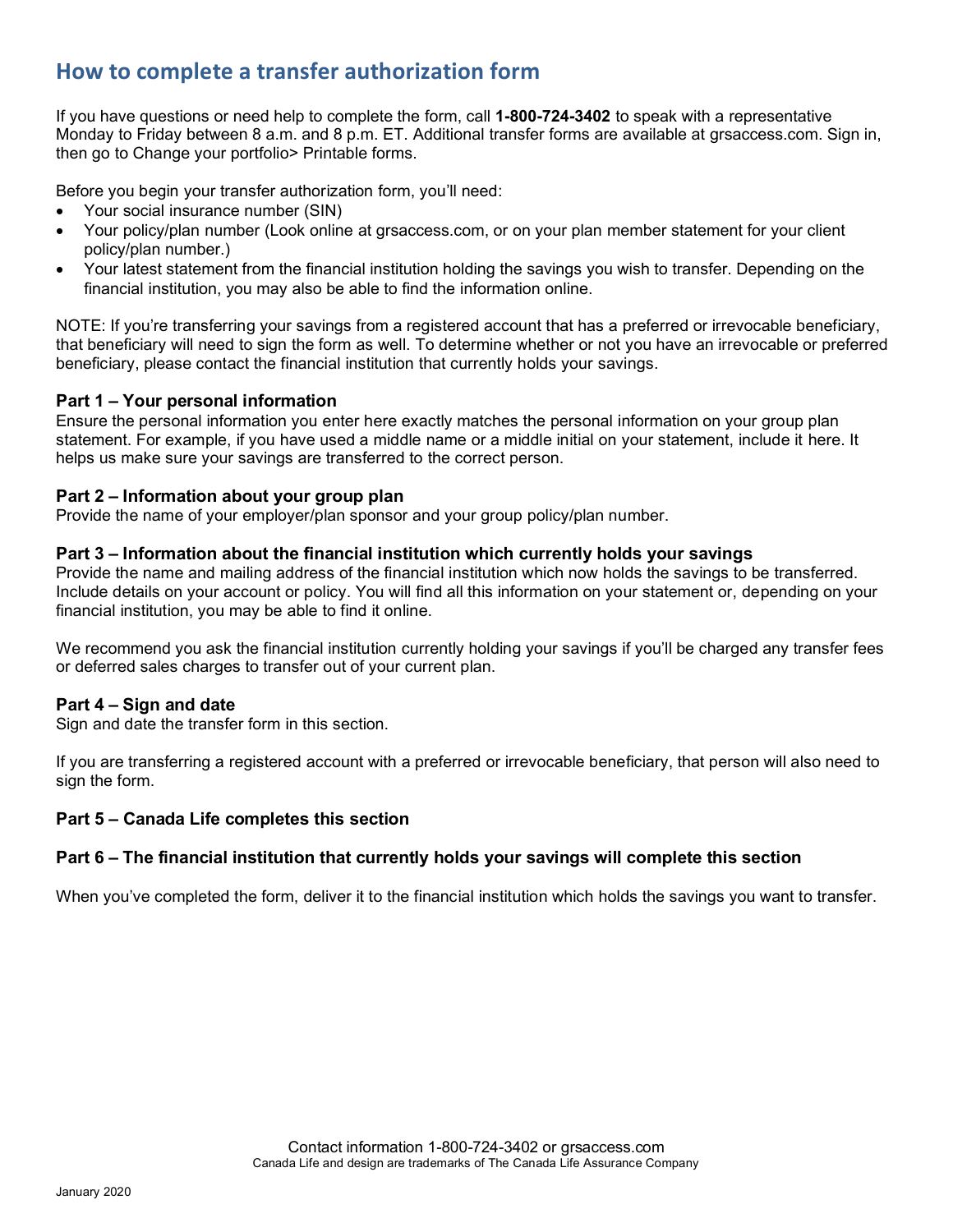# How to complete a transfer authorization form

If you have questions or need help to complete the form, call **1-800-724-3402** to speak with a representative Monday to Friday between 8 a.m. and 8 p.m. ET. Additional transfer forms are available at grsaccess.com. Sign in, then go to Change your portfolio> Printable forms.

Before you begin your transfer authorization form, you'll need:

- Your social insurance number (SIN)
- Your policy/plan number (Look online at grsaccess.com, or on your plan member statement for your client policy/plan number.)
- Your latest statement from the financial institution holding the savings you wish to transfer. Depending on the financial institution, you may also be able to find the information online.

NOTE: If you're transferring your savings from a registered account that has a preferred or irrevocable beneficiary, that beneficiary will need to sign the form as well. To determine whether or not you have an irrevocable or preferred beneficiary, please contact the financial institution that currently holds your savings.

### Part 1 – Your personal information

Ensure the personal information you enter here exactly matches the personal information on your group plan statement. For example, if you have used a middle name or a middle initial on your statement, include it here. It helps us make sure your savings are transferred to the correct person.

### Part 2 – Information about your group plan

Provide the name of your employer/plan sponsor and your group policy/plan number.

### Part 3 – Information about the financial institution which currently holds your savings

Provide the name and mailing address of the financial institution which now holds the savings to be transferred. Include details on your account or policy. You will find all this information on your statement or, depending on your financial institution, you may be able to find it online.

We recommend you ask the financial institution currently holding your savings if you'll be charged any transfer fees or deferred sales charges to transfer out of your current plan.

### Part 4 – Sign and date

Sign and date the transfer form in this section.

If you are transferring a registered account with a preferred or irrevocable beneficiary, that person will also need to sign the form.

### Part 5 – Canada Life completes this section

### Part 6 – The financial institution that currently holds your savings will complete this section

When you've completed the form, deliver it to the financial institution which holds the savings you want to transfer.

Contact information 1-800-724-3402 or grsaccess.com
Canada Life and design are trademarks of The Canada Life Assurance Company

January 2020